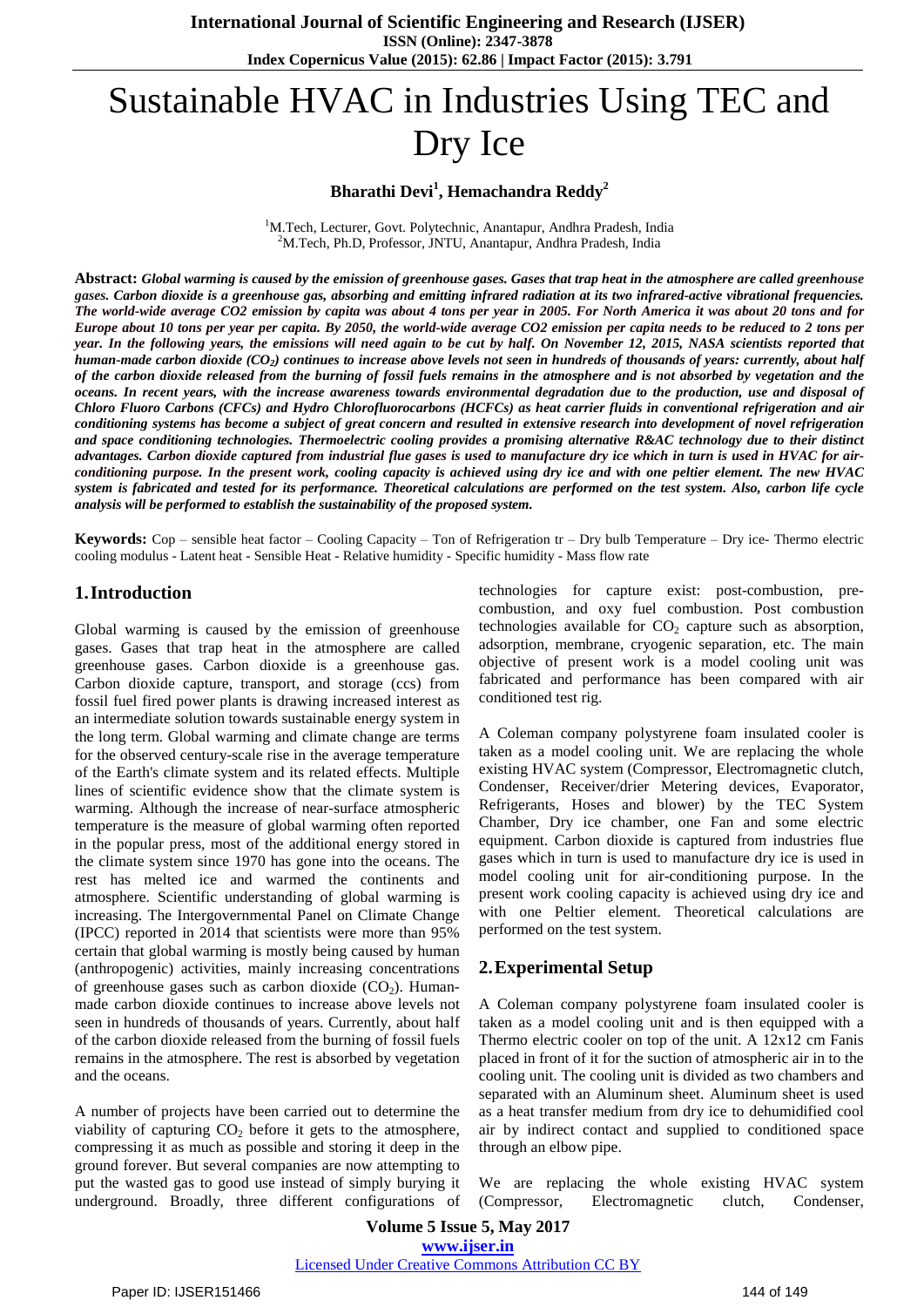# Sustainable HVAC in Industries Using TEC and Dry Ice

**Bharathi Devi[1], Hemachandra Reddy[2]**

[1]M.Tech, Lecturer, Govt. Polytechnic, Anantapur, Andhra Pradesh, India

[2]M.Tech, Ph.D, Professor, JNTU, Anantapur, Andhra Pradesh, India

**Abstract:** ***Global warming is caused by the emission of greenhouse gases. Gases that trap heat in the atmosphere are called greenhouse gases. Carbon dioxide is a greenhouse gas, absorbing and emitting infrared radiation at its two infrared-active vibrational frequencies. The world-wide average CO2 emission by capita was about 4 tons per year in 2005. For North America it was about 20 tons and for Europe about 10 tons per year per capita. By 2050, the world-wide average CO2 emission per capita needs to be reduced to 2 tons per year. In the following years, the emissions will need again to be cut by half. On November 12, 2015, NASA scientists reported that human-made carbon dioxide ($CO_2$) continues to increase above levels not seen in hundreds of thousands of years: currently, about half of the carbon dioxide released from the burning of fossil fuels remains in the atmosphere and is not absorbed by vegetation and the oceans. In recent years, with the increase awareness towards environmental degradation due to the production, use and disposal of Chloro Fluoro Carbons (CFCs) and Hydro Chlorofluorocarbons (HCFCs) as heat carrier fluids in conventional refrigeration and air conditioning systems has become a subject of great concern and resulted in extensive research into development of novel refrigeration and space conditioning technologies. Thermoelectric cooling provides a promising alternative R&AC technology due to their distinct advantages. Carbon dioxide captured from industrial flue gases is used to manufacture dry ice which in turn is used in HVAC for air-conditioning purpose. In the present work, cooling capacity is achieved using dry ice and with one peltier element. The new HVAC system is fabricated and tested for its performance. Theoretical calculations are performed on the test system. Also, carbon life cycle analysis will be performed to establish the sustainability of the proposed system.***

**Keywords:** Cop – sensible heat factor – Cooling Capacity – Ton of Refrigeration tr – Dry bulb Temperature – Dry ice- Thermo electric cooling modulus - Latent heat - Sensible Heat - Relative humidity - Specific humidity - Mass flow rate

## 1. Introduction

Global warming is caused by the emission of greenhouse gases. Gases that trap heat in the atmosphere are called greenhouse gases. Carbon dioxide is a greenhouse gas. Carbon dioxide capture, transport, and storage (ccs) from fossil fuel fired power plants is drawing increased interest as an intermediate solution towards sustainable energy system in the long term. Global warming and climate change are terms for the observed century-scale rise in the average temperature of the Earth's climate system and its related effects. Multiple lines of scientific evidence show that the climate system is warming. Although the increase of near-surface atmospheric temperature is the measure of global warming often reported in the popular press, most of the additional energy stored in the climate system since 1970 has gone into the oceans. The rest has melted ice and warmed the continents and atmosphere. Scientific understanding of global warming is increasing. The Intergovernmental Panel on Climate Change (IPCC) reported in 2014 that scientists were more than 95% certain that global warming is mostly being caused by human (anthropogenic) activities, mainly increasing concentrations of greenhouse gases such as carbon dioxide ($CO_2$). Human-made carbon dioxide continues to increase above levels not seen in hundreds of thousands of years. Currently, about half of the carbon dioxide released from the burning of fossil fuels remains in the atmosphere. The rest is absorbed by vegetation and the oceans.

A number of projects have been carried out to determine the viability of capturing $CO_2$ before it gets to the atmosphere, compressing it as much as possible and storing it deep in the ground forever. But several companies are now attempting to put the wasted gas to good use instead of simply burying it underground. Broadly, three different configurations of technologies for capture exist: post-combustion, pre-combustion, and oxy fuel combustion. Post combustion technologies available for $CO_2$ capture such as absorption, adsorption, membrane, cryogenic separation, etc. The main objective of present work is a model cooling unit was fabricated and performance has been compared with air conditioned test rig.

A Coleman company polystyrene foam insulated cooler is taken as a model cooling unit. We are replacing the whole existing HVAC system (Compressor, Electromagnetic clutch, Condenser, Receiver/drier Metering devices, Evaporator, Refrigerants, Hoses and blower) by the TEC System Chamber, Dry ice chamber, one Fan and some electric equipment. Carbon dioxide is captured from industries flue gases which in turn is used to manufacture dry ice is used in model cooling unit for air-conditioning purpose. In the present work cooling capacity is achieved using dry ice and with one Peltier element. Theoretical calculations are performed on the test system.

## 2. Experimental Setup

A Coleman company polystyrene foam insulated cooler is taken as a model cooling unit and is then equipped with a Thermo electric cooler on top of the unit. A 12x12 cm Fanis placed in front of it for the suction of atmospheric air in to the cooling unit. The cooling unit is divided as two chambers and separated with an Aluminum sheet. Aluminum sheet is used as a heat transfer medium from dry ice to dehumidified cool air by indirect contact and supplied to conditioned space through an elbow pipe.

We are replacing the whole existing HVAC system (Compressor, Electromagnetic clutch, Condenser,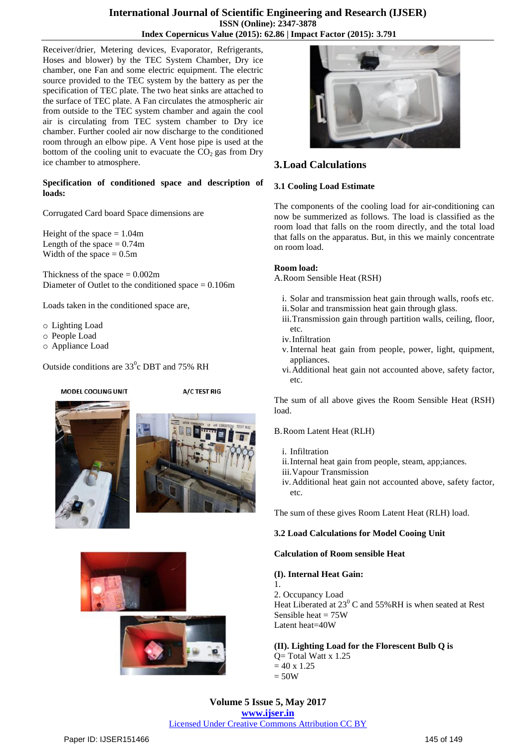Receiver/drier, Metering devices, Evaporator, Refrigerants, Hoses and blower) by the TEC System Chamber, Dry ice chamber, one Fan and some electric equipment. The electric source provided to the TEC system by the battery as per the specification of TEC plate. The two heat sinks are attached to the surface of TEC plate. A Fan circulates the atmospheric air from outside to the TEC system chamber and again the cool air is circulating from TEC system chamber to Dry ice chamber. Further cooled air now discharge to the conditioned room through an elbow pipe. A Vent hose pipe is used at the bottom of the cooling unit to evacuate the $CO_2$ gas from Dry ice chamber to atmosphere.

**Specification of conditioned space and description of loads:**

Corrugated Card board Space dimensions are

Height of the space = 1.04m
Length of the space = 0.74m
Width of the space = 0.5m

Thickness of the space = 0.002m
Diameter of Outlet to the conditioned space = 0.106m

Loads taken in the conditioned space are,

- Lighting Load
- People Load
- Appliance Load

Outside conditions are $33^0$c DBT and 75% RH

MODEL COOLING UNIT

A/C TEST RIG

## 3. Load Calculations

### 3.1 Cooling Load Estimate

The components of the cooling load for air-conditioning can now be summerized as follows. The load is classified as the room load that falls on the room directly, and the total load that falls on the apparatus. But, in this we mainly concentrate on room load.

**Room load:**

A. Room Sensible Heat (RSH)

i. Solar and transmission heat gain through walls, roofs etc.
ii. Solar and transmission heat gain through glass.
iii. Transmission gain through partition walls, ceiling, floor, etc.
iv. Infiltration
v. Internal heat gain from people, power, light, quipment, appliances.
vi. Additional heat gain not accounted above, safety factor, etc.

The sum of all above gives the Room Sensible Heat (RSH) load.

B. Room Latent Heat (RLH)

i. Infiltration
ii. Internal heat gain from people, steam, app;iances.
iii. Vapour Transmission
iv. Additional heat gain not accounted above, safety factor, etc.

The sum of these gives Room Latent Heat (RLH) load.

### 3.2 Load Calculations for Model Cooing Unit

**Calculation of Room sensible Heat**

**(I). Internal Heat Gain:**

1.
2. Occupancy Load
Heat Liberated at $23^0$ C and 55%RH is when seated at Rest
Sensible heat = 75W
Latent heat=40W

**(II). Lighting Load for the Florescent Bulb Q is**

Q= Total Watt x 1.25
= 40 x 1.25
= 50W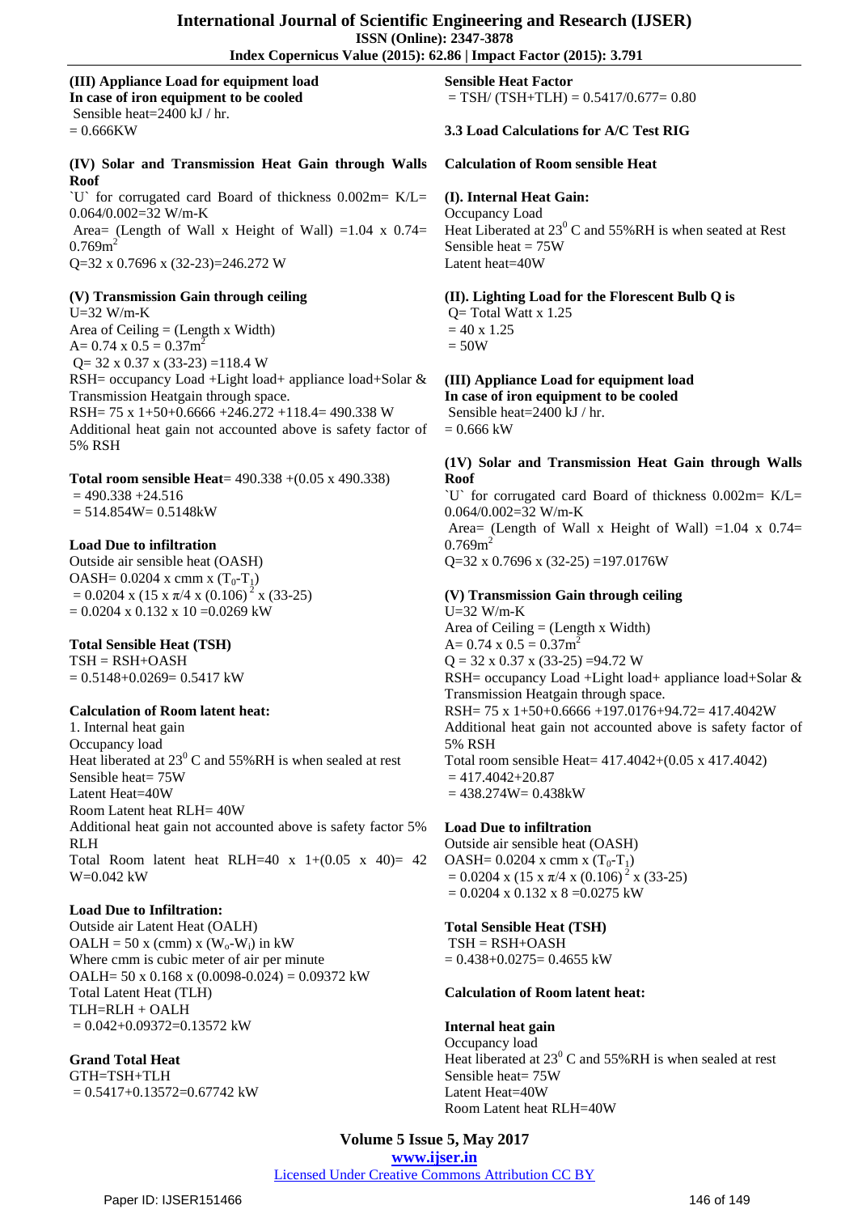**(III) Appliance Load for equipment load**
**In case of iron equipment to be cooled**
Sensible heat=2400 kJ / hr.
= 0.666KW

**(IV) Solar and Transmission Heat Gain through Walls Roof**
\`U\` for corrugated card Board of thickness 0.002m= K/L= 0.064/0.002=32 W/m-K
Area= (Length of Wall x Height of Wall) =1.04 x 0.74= $0.769m^2$
Q=32 x 0.7696 x (32-23)=246.272 W

**(V) Transmission Gain through ceiling**
U=32 W/m-K
Area of Ceiling = (Length x Width)
A= 0.74 x 0.5 = $0.37m^2$
Q= 32 x 0.37 x (33-23) =118.4 W
RSH= occupancy Load +Light load+ appliance load+Solar & Transmission Heatgain through space.
RSH= 75 x 1+50+0.6666 +246.272 +118.4= 490.338 W
Additional heat gain not accounted above is safety factor of 5% RSH

**Total room sensible Heat**= 490.338 +(0.05 x 490.338)
= 490.338 +24.516
= 514.854W= 0.5148kW

**Load Due to infiltration**
Outside air sensible heat (OASH)
OASH= 0.0204 x cmm x $(T_0\text{-}T_1)$
= 0.0204 x (15 x $\pi$/4 x $(0.106)^2$ x (33-25)
= 0.0204 x 0.132 x 10 =0.0269 kW

**Total Sensible Heat (TSH)**
TSH = RSH+OASH
= 0.5148+0.0269= 0.5417 kW

**Calculation of Room latent heat:**
1. Internal heat gain
Occupancy load
Heat liberated at $23^0$ C and 55%RH is when sealed at rest
Sensible heat= 75W
Latent Heat=40W
Room Latent heat RLH= 40W
Additional heat gain not accounted above is safety factor 5% RLH
Total Room latent heat RLH=40 x 1+(0.05 x 40)= 42 W=0.042 kW

**Load Due to Infiltration:**
Outside air Latent Heat (OALH)
OALH = 50 x (cmm) x $(W_o\text{-}W_i)$ in kW
Where cmm is cubic meter of air per minute
OALH= 50 x 0.168 x (0.0098-0.024) = 0.09372 kW
Total Latent Heat (TLH)
TLH=RLH + OALH
= 0.042+0.09372=0.13572 kW

**Grand Total Heat**
GTH=TSH+TLH
= 0.5417+0.13572=0.67742 kW

**Sensible Heat Factor**
= TSH/ (TSH+TLH) = 0.5417/0.677= 0.80

**3.3 Load Calculations for A/C Test RIG**

**Calculation of Room sensible Heat**

**(I). Internal Heat Gain:**
Occupancy Load
Heat Liberated at $23^0$ C and 55%RH is when seated at Rest
Sensible heat = 75W
Latent heat=40W

**(II). Lighting Load for the Florescent Bulb Q is**
Q= Total Watt x 1.25
= 40 x 1.25
= 50W

**(III) Appliance Load for equipment load**
**In case of iron equipment to be cooled**
Sensible heat=2400 kJ / hr.
= 0.666 kW

**(1V) Solar and Transmission Heat Gain through Walls Roof**
\`U\` for corrugated card Board of thickness 0.002m= K/L= 0.064/0.002=32 W/m-K
Area= (Length of Wall x Height of Wall) =1.04 x 0.74= $0.769m^2$
Q=32 x 0.7696 x (32-25) =197.0176W

**(V) Transmission Gain through ceiling**
U=32 W/m-K
Area of Ceiling = (Length x Width)
A= 0.74 x 0.5 = $0.37m^2$
Q = 32 x 0.37 x (33-25) =94.72 W
RSH= occupancy Load +Light load+ appliance load+Solar & Transmission Heatgain through space.
RSH= 75 x 1+50+0.6666 +197.0176+94.72= 417.4042W
Additional heat gain not accounted above is safety factor of 5% RSH
Total room sensible Heat= 417.4042+(0.05 x 417.4042)
= 417.4042+20.87
= 438.274W= 0.438kW

**Load Due to infiltration**
Outside air sensible heat (OASH)
OASH= 0.0204 x cmm x $(T_0\text{-}T_1)$
= 0.0204 x (15 x $\pi$/4 x $(0.106)^2$ x (33-25)
= 0.0204 x 0.132 x 8 =0.0275 kW

**Total Sensible Heat (TSH)**
TSH = RSH+OASH
= 0.438+0.0275= 0.4655 kW

**Calculation of Room latent heat:**

**Internal heat gain**
Occupancy load
Heat liberated at $23^0$ C and 55%RH is when sealed at rest
Sensible heat= 75W
Latent Heat=40W
Room Latent heat RLH=40W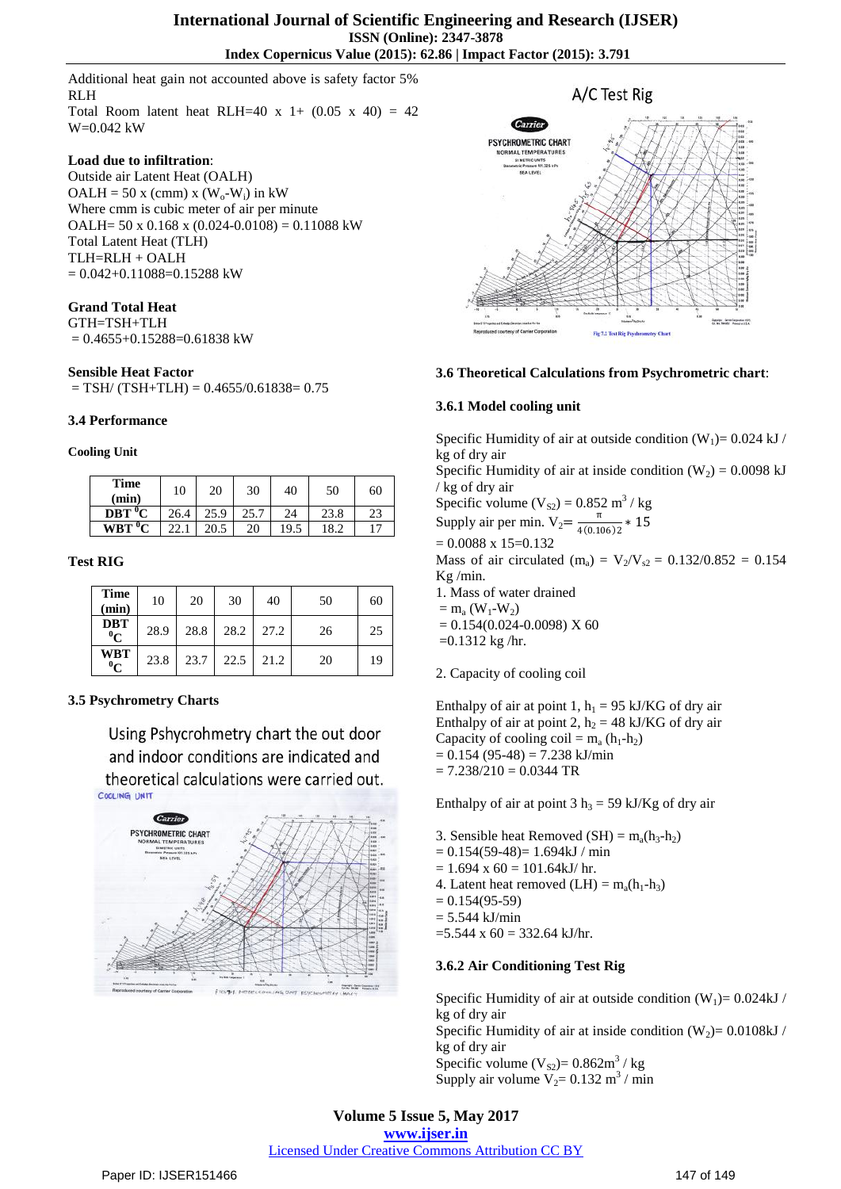Additional heat gain not accounted above is safety factor 5% RLH

Total Room latent heat RLH=40 x 1+ (0.05 x 40) = 42 W=0.042 kW

**Load due to infiltration**:

Outside air Latent Heat (OALH)

OALH = 50 x (cmm) x ($W_o$-$W_i$) in kW

Where cmm is cubic meter of air per minute

OALH= 50 x 0.168 x (0.024-0.0108) = 0.11088 kW

Total Latent Heat (TLH)

TLH=RLH + OALH

= 0.042+0.11088=0.15288 kW

**Grand Total Heat**

GTH=TSH+TLH

= 0.4655+0.15288=0.61838 kW

**Sensible Heat Factor**

= TSH/ (TSH+TLH) = 0.4655/0.61838= 0.75

### 3.4 Performance

**Cooling Unit**

| Time (min) | 10 | 20 | 30 | 40 | 50 | 60 |
|---|---|---|---|---|---|---|
| DBT $^0$C | 26.4 | 25.9 | 25.7 | 24 | 23.8 | 23 |
| WBT $^0$C | 22.1 | 20.5 | 20 | 19.5 | 18.2 | 17 |

**Test RIG**

| Time (min) | 10 | 20 | 30 | 40 | 50 | 60 |
|---|---|---|---|---|---|---|
| DBT $^0$C | 28.9 | 28.8 | 28.2 | 27.2 | 26 | 25 |
| WBT $^0$C | 23.8 | 23.7 | 22.5 | 21.2 | 20 | 19 |

### 3.5 Psychrometry Charts

Using Pshycrohmetry chart the out door and indoor conditions are indicated and theoretical calculations were carried out.

A/C Test Rig

Fig 7.1 Test Rig Psychrometry Chart

### 3.6 Theoretical Calculations from Psychrometric chart:

#### 3.6.1 Model cooling unit

Specific Humidity of air at outside condition ($W_1$)= 0.024 kJ / kg of dry air

Specific Humidity of air at inside condition ($W_2$) = 0.0098 kJ / kg of dry air

Specific volume ($V_{S2}$) = 0.852 $m^3$ / kg

Supply air per min. $V_2 = \frac{\pi}{4(0.106)^2} * 15$

= 0.0088 x 15=0.132

Mass of air circulated ($m_a$) = $V_2/V_{s2}$ = 0.132/0.852 = 0.154 Kg /min.

1. Mass of water drained

= $m_a$ ($W_1$-$W_2$)

= 0.154(0.024-0.0098) X 60

=0.1312 kg /hr.

2. Capacity of cooling coil

Enthalpy of air at point 1, $h_1$ = 95 kJ/KG of dry air

Enthalpy of air at point 2, $h_2$ = 48 kJ/KG of dry air

Capacity of cooling coil = $m_a$ ($h_1$-$h_2$)

= 0.154 (95-48) = 7.238 kJ/min

= 7.238/210 = 0.0344 TR

Enthalpy of air at point 3 $h_3$ = 59 kJ/Kg of dry air

3. Sensible heat Removed (SH) = $m_a$($h_3$-$h_2$)

= 0.154(59-48)= 1.694kJ / min

= 1.694 x 60 = 101.64kJ/ hr.

4. Latent heat removed (LH) = $m_a$($h_1$-$h_3$)

= 0.154(95-59)

= 5.544 kJ/min

=5.544 x 60 = 332.64 kJ/hr.

#### 3.6.2 Air Conditioning Test Rig

Specific Humidity of air at outside condition ($W_1$)= 0.024kJ / kg of dry air

Specific Humidity of air at inside condition ($W_2$)= 0.0108kJ / kg of dry air

Specific volume ($V_{S2}$)= 0.862$m^3$ / kg

Supply air volume $V_2$= 0.132 $m^3$ / min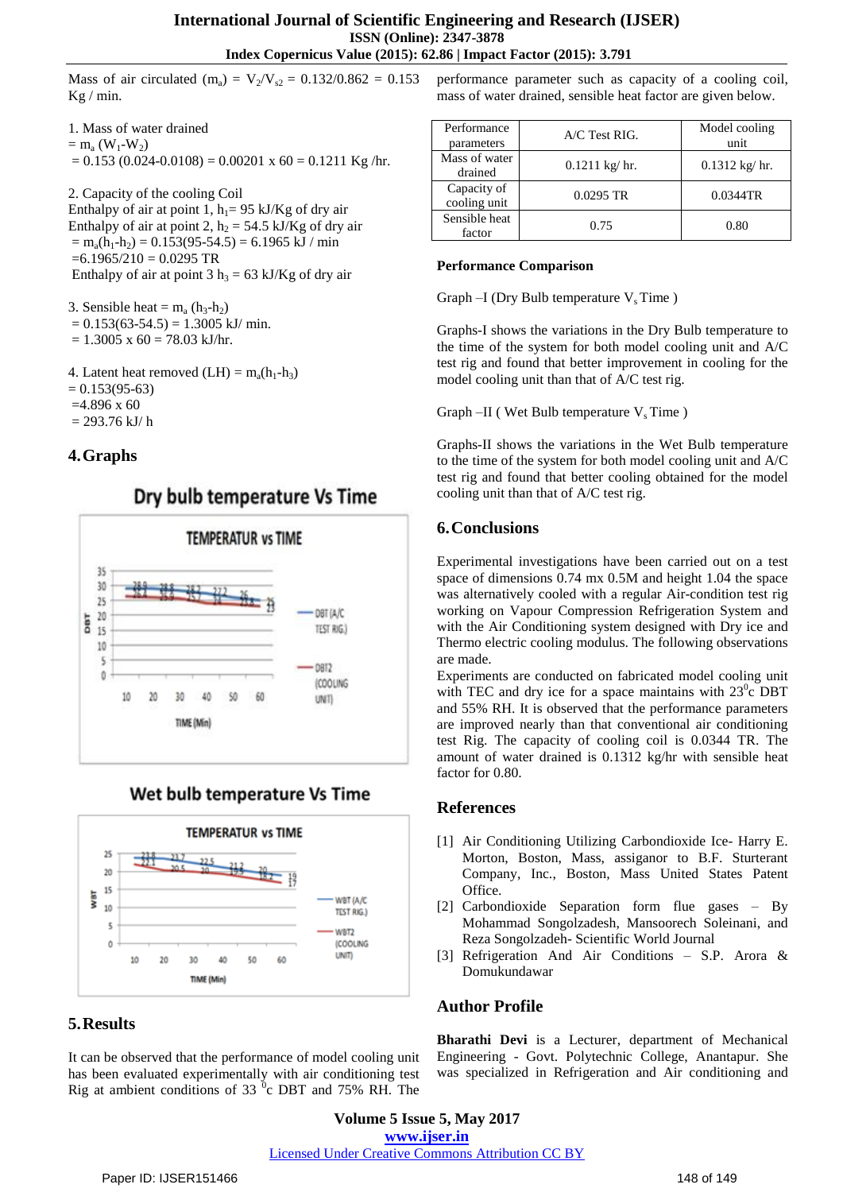Mass of air circulated ($m_a$) = $V_2/V_{s2}$ = 0.132/0.862 = 0.153 Kg / min.

1. Mass of water drained
= $m_a$ ($W_1$-$W_2$)
= 0.153 (0.024-0.0108) = 0.00201 x 60 = 0.1211 Kg /hr.

2. Capacity of the cooling Coil
Enthalpy of air at point 1, $h_1$= 95 kJ/Kg of dry air
Enthalpy of air at point 2, $h_2$ = 54.5 kJ/Kg of dry air
= $m_a(h_1-h_2)$ = 0.153(95-54.5) = 6.1965 kJ / min
=6.1965/210 = 0.0295 TR
Enthalpy of air at point 3 $h_3$ = 63 kJ/Kg of dry air

3. Sensible heat = $m_a$ ($h_3$-$h_2$)
= 0.153(63-54.5) = 1.3005 kJ/ min.
= 1.3005 x 60 = 78.03 kJ/hr.

4. Latent heat removed (LH) = $m_a(h_1-h_3)$
= 0.153(95-63)
=4.896 x 60
= 293.76 kJ/ h

## 4. Graphs

**Dry bulb temperature Vs Time**

**Wet bulb temperature Vs Time**

## 5. Results

It can be observed that the performance of model cooling unit has been evaluated experimentally with air conditioning test Rig at ambient conditions of 33 $^0$c DBT and 75% RH. The performance parameter such as capacity of a cooling coil, mass of water drained, sensible heat factor are given below.

| Performance parameters | A/C Test RIG. | Model cooling unit |
|---|---|---|
| Mass of water drained | 0.1211 kg/ hr. | 0.1312 kg/ hr. |
| Capacity of cooling unit | 0.0295 TR | 0.0344TR |
| Sensible heat factor | 0.75 | 0.80 |

**Performance Comparison**

Graph –I (Dry Bulb temperature $V_s$ Time )

Graphs-I shows the variations in the Dry Bulb temperature to the time of the system for both model cooling unit and A/C test rig and found that better improvement in cooling for the model cooling unit than that of A/C test rig.

Graph –II ( Wet Bulb temperature $V_s$ Time )

Graphs-II shows the variations in the Wet Bulb temperature to the time of the system for both model cooling unit and A/C test rig and found that better cooling obtained for the model cooling unit than that of A/C test rig.

## 6. Conclusions

Experimental investigations have been carried out on a test space of dimensions 0.74 mx 0.5M and height 1.04 the space was alternatively cooled with a regular Air-condition test rig working on Vapour Compression Refrigeration System and with the Air Conditioning system designed with Dry ice and Thermo electric cooling modulus. The following observations are made.

Experiments are conducted on fabricated model cooling unit with TEC and dry ice for a space maintains with 23$^0$c DBT and 55% RH. It is observed that the performance parameters are improved nearly than that conventional air conditioning test Rig. The capacity of cooling coil is 0.0344 TR. The amount of water drained is 0.1312 kg/hr with sensible heat factor for 0.80.

## References

[1] Air Conditioning Utilizing Carbondioxide Ice- Harry E. Morton, Boston, Mass, assiganor to B.F. Sturterant Company, Inc., Boston, Mass United States Patent Office.

[2] Carbondioxide Separation form flue gases – By Mohammad Songolzadesh, Mansoorech Soleinani, and Reza Songolzadeh- Scientific World Journal

[3] Refrigeration And Air Conditions – S.P. Arora & Domukundawar

## Author Profile

**Bharathi Devi** is a Lecturer, department of Mechanical Engineering - Govt. Polytechnic College, Anantapur. She was specialized in Refrigeration and Air conditioning and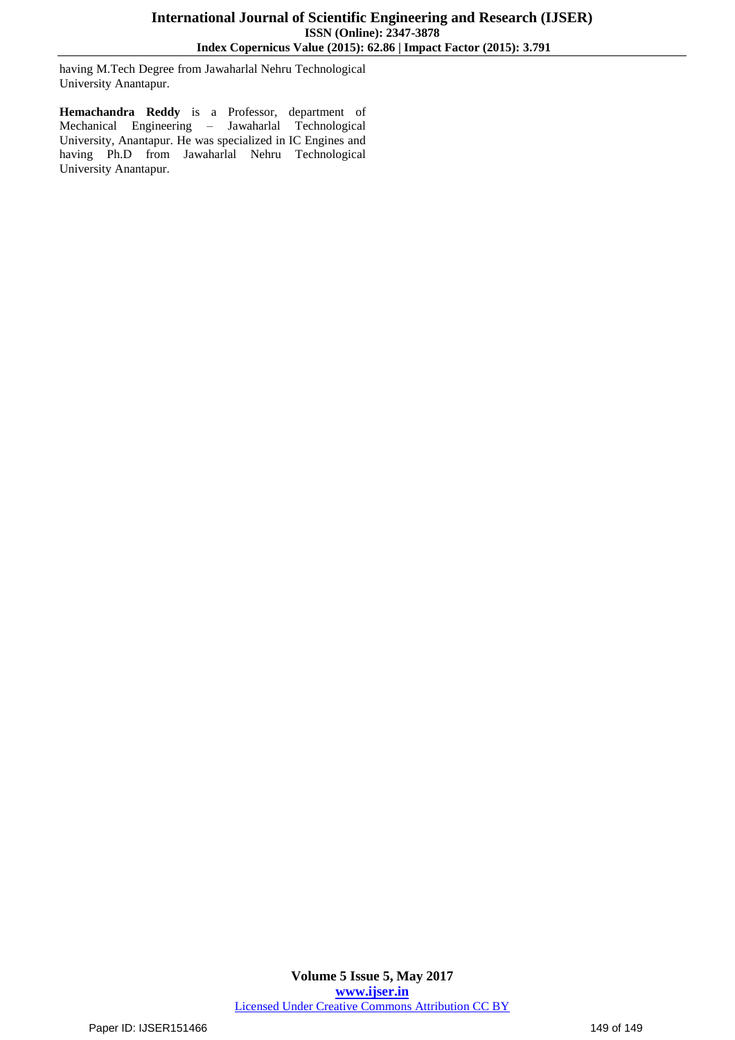having M.Tech Degree from Jawaharlal Nehru Technological University Anantapur.

**Hemachandra Reddy** is a Professor, department of Mechanical Engineering – Jawaharlal Technological University, Anantapur. He was specialized in IC Engines and having Ph.D from Jawaharlal Nehru Technological University Anantapur.